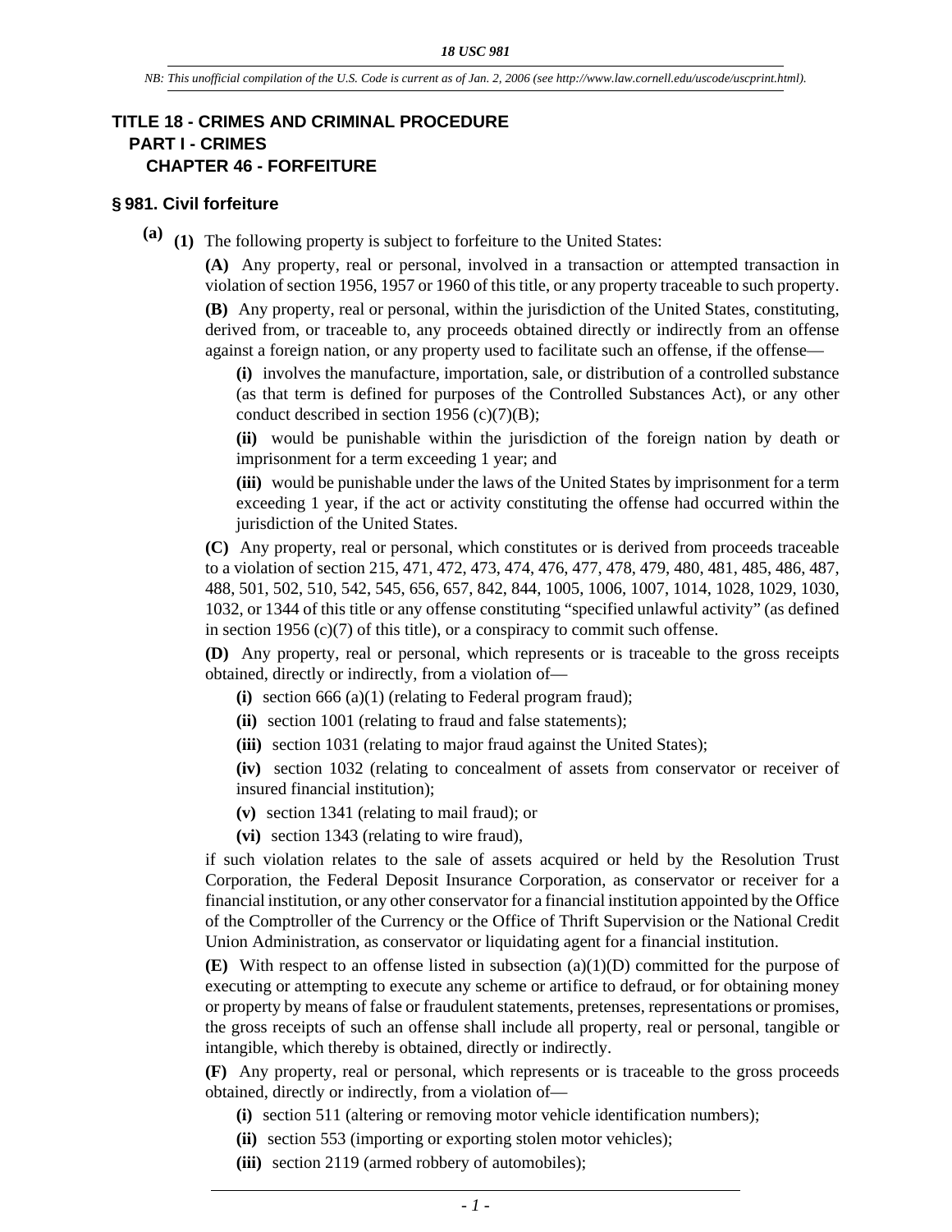NB: This unofficial compilation of the U.S. Code is current as of Jan. 2, 2006 (see http://www.law.cornell.edu/uscode/uscprint.html).

# TITLE 18 - CRIMES AND CRIMINAL PROCEDURE

## PART I - CRIMES

### CHAPTER 46 - FORFEITURE

### § 981. Civil forfeiture

**(a)** **(1)** The following property is subject to forfeiture to the United States:

**(A)** Any property, real or personal, involved in a transaction or attempted transaction in violation of section 1956, 1957 or 1960 of this title, or any property traceable to such property.

**(B)** Any property, real or personal, within the jurisdiction of the United States, constituting, derived from, or traceable to, any proceeds obtained directly or indirectly from an offense against a foreign nation, or any property used to facilitate such an offense, if the offense—

**(i)** involves the manufacture, importation, sale, or distribution of a controlled substance (as that term is defined for purposes of the Controlled Substances Act), or any other conduct described in section 1956 (c)(7)(B);

**(ii)** would be punishable within the jurisdiction of the foreign nation by death or imprisonment for a term exceeding 1 year; and

**(iii)** would be punishable under the laws of the United States by imprisonment for a term exceeding 1 year, if the act or activity constituting the offense had occurred within the jurisdiction of the United States.

**(C)** Any property, real or personal, which constitutes or is derived from proceeds traceable to a violation of section 215, 471, 472, 473, 474, 476, 477, 478, 479, 480, 481, 485, 486, 487, 488, 501, 502, 510, 542, 545, 656, 657, 842, 844, 1005, 1006, 1007, 1014, 1028, 1029, 1030, 1032, or 1344 of this title or any offense constituting "specified unlawful activity" (as defined in section 1956 (c)(7) of this title), or a conspiracy to commit such offense.

**(D)** Any property, real or personal, which represents or is traceable to the gross receipts obtained, directly or indirectly, from a violation of—

**(i)** section 666 (a)(1) (relating to Federal program fraud);

**(ii)** section 1001 (relating to fraud and false statements);

**(iii)** section 1031 (relating to major fraud against the United States);

**(iv)** section 1032 (relating to concealment of assets from conservator or receiver of insured financial institution);

**(v)** section 1341 (relating to mail fraud); or

**(vi)** section 1343 (relating to wire fraud),

if such violation relates to the sale of assets acquired or held by the Resolution Trust Corporation, the Federal Deposit Insurance Corporation, as conservator or receiver for a financial institution, or any other conservator for a financial institution appointed by the Office of the Comptroller of the Currency or the Office of Thrift Supervision or the National Credit Union Administration, as conservator or liquidating agent for a financial institution.

**(E)** With respect to an offense listed in subsection (a)(1)(D) committed for the purpose of executing or attempting to execute any scheme or artifice to defraud, or for obtaining money or property by means of false or fraudulent statements, pretenses, representations or promises, the gross receipts of such an offense shall include all property, real or personal, tangible or intangible, which thereby is obtained, directly or indirectly.

**(F)** Any property, real or personal, which represents or is traceable to the gross proceeds obtained, directly or indirectly, from a violation of—

**(i)** section 511 (altering or removing motor vehicle identification numbers);

**(ii)** section 553 (importing or exporting stolen motor vehicles);

**(iii)** section 2119 (armed robbery of automobiles);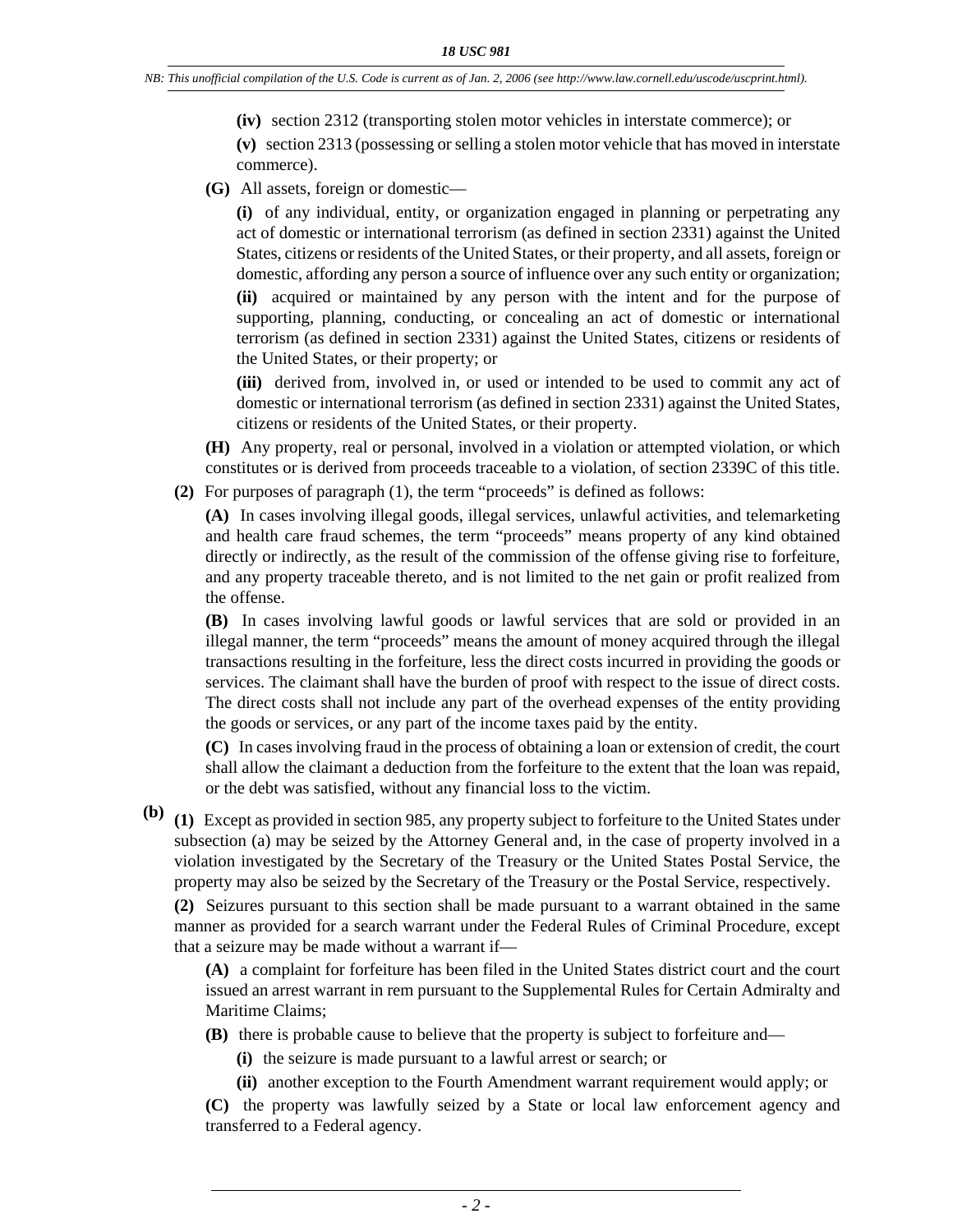**(iv)** section 2312 (transporting stolen motor vehicles in interstate commerce); or

**(v)** section 2313 (possessing or selling a stolen motor vehicle that has moved in interstate commerce).

**(G)** All assets, foreign or domestic—

**(i)** of any individual, entity, or organization engaged in planning or perpetrating any act of domestic or international terrorism (as defined in section 2331) against the United States, citizens or residents of the United States, or their property, and all assets, foreign or domestic, affording any person a source of influence over any such entity or organization;

**(ii)** acquired or maintained by any person with the intent and for the purpose of supporting, planning, conducting, or concealing an act of domestic or international terrorism (as defined in section 2331) against the United States, citizens or residents of the United States, or their property; or

**(iii)** derived from, involved in, or used or intended to be used to commit any act of domestic or international terrorism (as defined in section 2331) against the United States, citizens or residents of the United States, or their property.

**(H)** Any property, real or personal, involved in a violation or attempted violation, or which constitutes or is derived from proceeds traceable to a violation, of section 2339C of this title.

**(2)** For purposes of paragraph (1), the term "proceeds" is defined as follows:

**(A)** In cases involving illegal goods, illegal services, unlawful activities, and telemarketing and health care fraud schemes, the term "proceeds" means property of any kind obtained directly or indirectly, as the result of the commission of the offense giving rise to forfeiture, and any property traceable thereto, and is not limited to the net gain or profit realized from the offense.

**(B)** In cases involving lawful goods or lawful services that are sold or provided in an illegal manner, the term "proceeds" means the amount of money acquired through the illegal transactions resulting in the forfeiture, less the direct costs incurred in providing the goods or services. The claimant shall have the burden of proof with respect to the issue of direct costs. The direct costs shall not include any part of the overhead expenses of the entity providing the goods or services, or any part of the income taxes paid by the entity.

**(C)** In cases involving fraud in the process of obtaining a loan or extension of credit, the court shall allow the claimant a deduction from the forfeiture to the extent that the loan was repaid, or the debt was satisfied, without any financial loss to the victim.

**(b)** **(1)** Except as provided in section 985, any property subject to forfeiture to the United States under subsection (a) may be seized by the Attorney General and, in the case of property involved in a violation investigated by the Secretary of the Treasury or the United States Postal Service, the property may also be seized by the Secretary of the Treasury or the Postal Service, respectively.

**(2)** Seizures pursuant to this section shall be made pursuant to a warrant obtained in the same manner as provided for a search warrant under the Federal Rules of Criminal Procedure, except that a seizure may be made without a warrant if—

**(A)** a complaint for forfeiture has been filed in the United States district court and the court issued an arrest warrant in rem pursuant to the Supplemental Rules for Certain Admiralty and Maritime Claims;

**(B)** there is probable cause to believe that the property is subject to forfeiture and—

**(i)** the seizure is made pursuant to a lawful arrest or search; or

**(ii)** another exception to the Fourth Amendment warrant requirement would apply; or

**(C)** the property was lawfully seized by a State or local law enforcement agency and transferred to a Federal agency.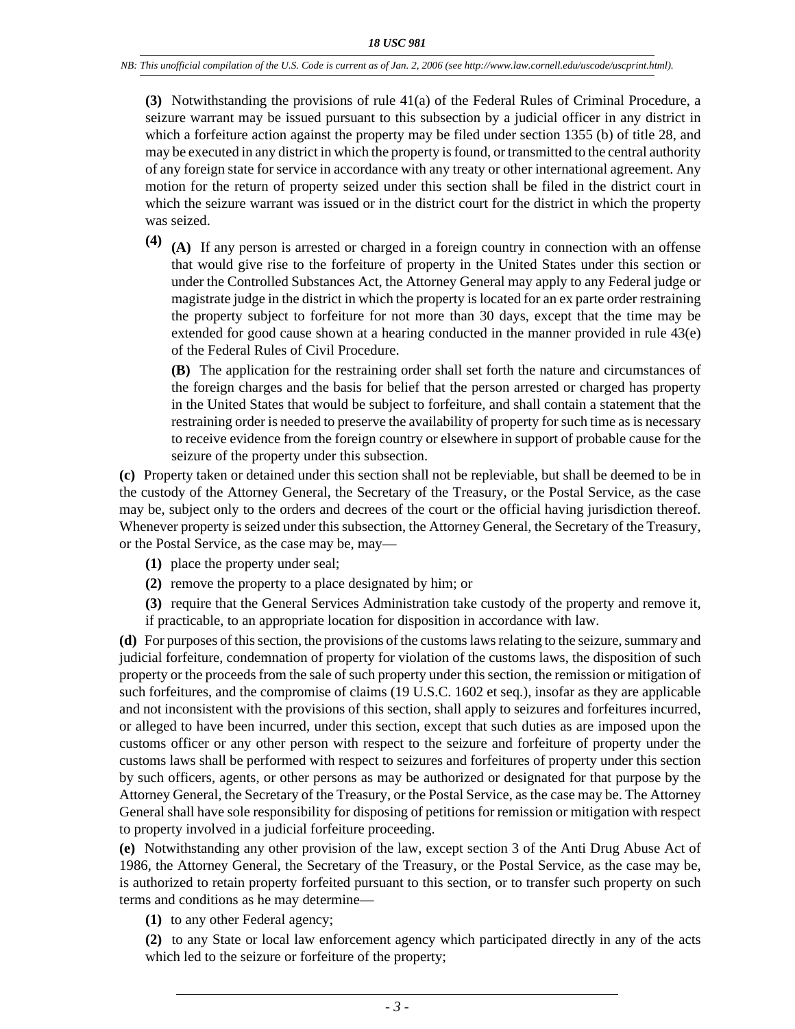**(3)** Notwithstanding the provisions of rule 41(a) of the Federal Rules of Criminal Procedure, a seizure warrant may be issued pursuant to this subsection by a judicial officer in any district in which a forfeiture action against the property may be filed under section 1355 (b) of title 28, and may be executed in any district in which the property is found, or transmitted to the central authority of any foreign state for service in accordance with any treaty or other international agreement. Any motion for the return of property seized under this section shall be filed in the district court in which the seizure warrant was issued or in the district court for the district in which the property was seized.

**(4)** **(A)** If any person is arrested or charged in a foreign country in connection with an offense that would give rise to the forfeiture of property in the United States under this section or under the Controlled Substances Act, the Attorney General may apply to any Federal judge or magistrate judge in the district in which the property is located for an ex parte order restraining the property subject to forfeiture for not more than 30 days, except that the time may be extended for good cause shown at a hearing conducted in the manner provided in rule 43(e) of the Federal Rules of Civil Procedure.

**(B)** The application for the restraining order shall set forth the nature and circumstances of the foreign charges and the basis for belief that the person arrested or charged has property in the United States that would be subject to forfeiture, and shall contain a statement that the restraining order is needed to preserve the availability of property for such time as is necessary to receive evidence from the foreign country or elsewhere in support of probable cause for the seizure of the property under this subsection.

**(c)** Property taken or detained under this section shall not be repleviable, but shall be deemed to be in the custody of the Attorney General, the Secretary of the Treasury, or the Postal Service, as the case may be, subject only to the orders and decrees of the court or the official having jurisdiction thereof. Whenever property is seized under this subsection, the Attorney General, the Secretary of the Treasury, or the Postal Service, as the case may be, may—

**(1)** place the property under seal;

**(2)** remove the property to a place designated by him; or

**(3)** require that the General Services Administration take custody of the property and remove it, if practicable, to an appropriate location for disposition in accordance with law.

**(d)** For purposes of this section, the provisions of the customs laws relating to the seizure, summary and judicial forfeiture, condemnation of property for violation of the customs laws, the disposition of such property or the proceeds from the sale of such property under this section, the remission or mitigation of such forfeitures, and the compromise of claims (19 U.S.C. 1602 et seq.), insofar as they are applicable and not inconsistent with the provisions of this section, shall apply to seizures and forfeitures incurred, or alleged to have been incurred, under this section, except that such duties as are imposed upon the customs officer or any other person with respect to the seizure and forfeiture of property under the customs laws shall be performed with respect to seizures and forfeitures of property under this section by such officers, agents, or other persons as may be authorized or designated for that purpose by the Attorney General, the Secretary of the Treasury, or the Postal Service, as the case may be. The Attorney General shall have sole responsibility for disposing of petitions for remission or mitigation with respect to property involved in a judicial forfeiture proceeding.

**(e)** Notwithstanding any other provision of the law, except section 3 of the Anti Drug Abuse Act of 1986, the Attorney General, the Secretary of the Treasury, or the Postal Service, as the case may be, is authorized to retain property forfeited pursuant to this section, or to transfer such property on such terms and conditions as he may determine—

**(1)** to any other Federal agency;

**(2)** to any State or local law enforcement agency which participated directly in any of the acts which led to the seizure or forfeiture of the property;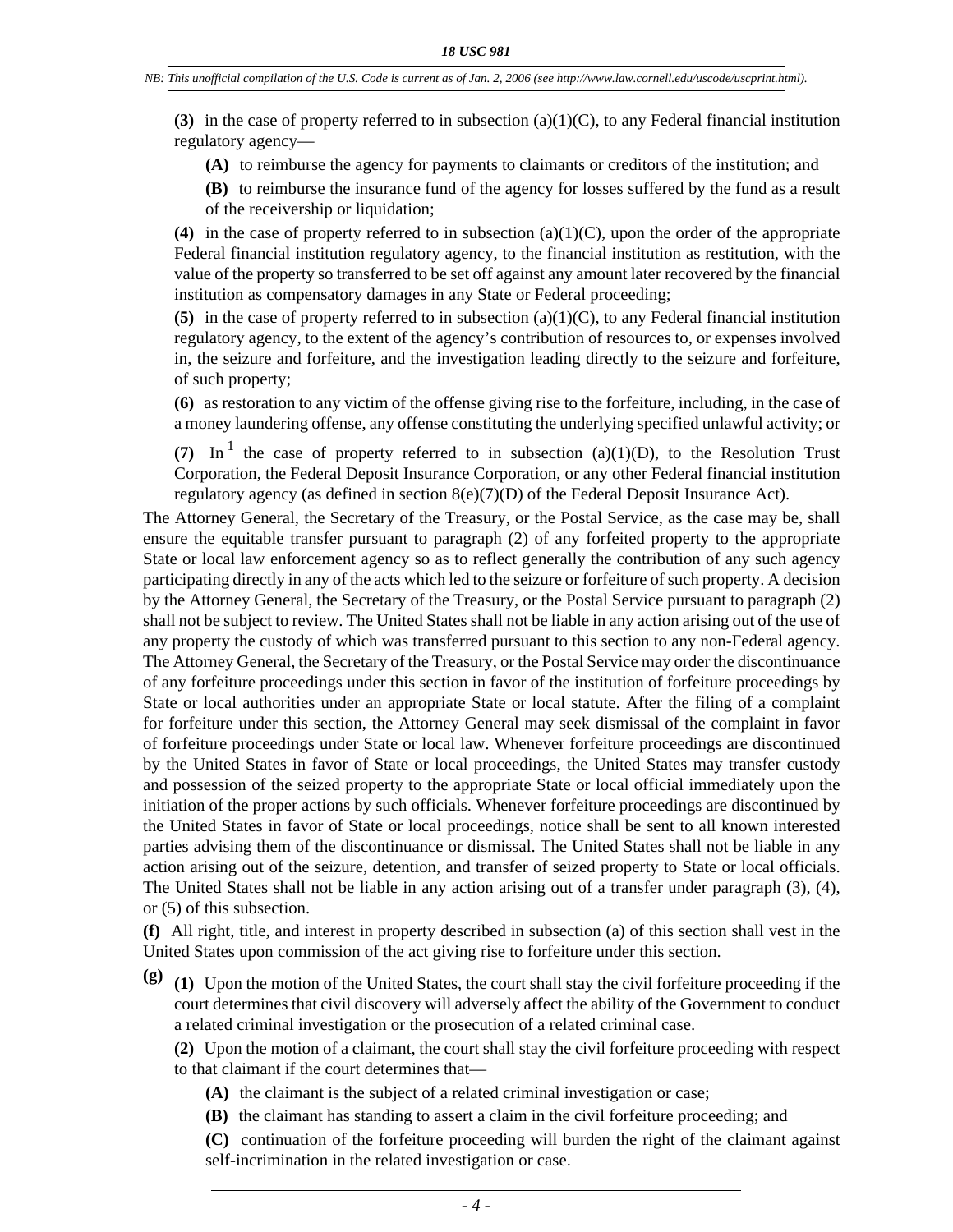**(3)** in the case of property referred to in subsection (a)(1)(C), to any Federal financial institution regulatory agency—

**(A)** to reimburse the agency for payments to claimants or creditors of the institution; and

**(B)** to reimburse the insurance fund of the agency for losses suffered by the fund as a result of the receivership or liquidation;

**(4)** in the case of property referred to in subsection (a)(1)(C), upon the order of the appropriate Federal financial institution regulatory agency, to the financial institution as restitution, with the value of the property so transferred to be set off against any amount later recovered by the financial institution as compensatory damages in any State or Federal proceeding;

**(5)** in the case of property referred to in subsection (a)(1)(C), to any Federal financial institution regulatory agency, to the extent of the agency's contribution of resources to, or expenses involved in, the seizure and forfeiture, and the investigation leading directly to the seizure and forfeiture, of such property;

**(6)** as restoration to any victim of the offense giving rise to the forfeiture, including, in the case of a money laundering offense, any offense constituting the underlying specified unlawful activity; or

**(7)** In [1] the case of property referred to in subsection (a)(1)(D), to the Resolution Trust Corporation, the Federal Deposit Insurance Corporation, or any other Federal financial institution regulatory agency (as defined in section 8(e)(7)(D) of the Federal Deposit Insurance Act).

The Attorney General, the Secretary of the Treasury, or the Postal Service, as the case may be, shall ensure the equitable transfer pursuant to paragraph (2) of any forfeited property to the appropriate State or local law enforcement agency so as to reflect generally the contribution of any such agency participating directly in any of the acts which led to the seizure or forfeiture of such property. A decision by the Attorney General, the Secretary of the Treasury, or the Postal Service pursuant to paragraph (2) shall not be subject to review. The United States shall not be liable in any action arising out of the use of any property the custody of which was transferred pursuant to this section to any non-Federal agency. The Attorney General, the Secretary of the Treasury, or the Postal Service may order the discontinuance of any forfeiture proceedings under this section in favor of the institution of forfeiture proceedings by State or local authorities under an appropriate State or local statute. After the filing of a complaint for forfeiture under this section, the Attorney General may seek dismissal of the complaint in favor of forfeiture proceedings under State or local law. Whenever forfeiture proceedings are discontinued by the United States in favor of State or local proceedings, the United States may transfer custody and possession of the seized property to the appropriate State or local official immediately upon the initiation of the proper actions by such officials. Whenever forfeiture proceedings are discontinued by the United States in favor of State or local proceedings, notice shall be sent to all known interested parties advising them of the discontinuance or dismissal. The United States shall not be liable in any action arising out of the seizure, detention, and transfer of seized property to State or local officials. The United States shall not be liable in any action arising out of a transfer under paragraph (3), (4), or (5) of this subsection.

**(f)** All right, title, and interest in property described in subsection (a) of this section shall vest in the United States upon commission of the act giving rise to forfeiture under this section.

**(g)**

**(1)** Upon the motion of the United States, the court shall stay the civil forfeiture proceeding if the court determines that civil discovery will adversely affect the ability of the Government to conduct a related criminal investigation or the prosecution of a related criminal case.

**(2)** Upon the motion of a claimant, the court shall stay the civil forfeiture proceeding with respect to that claimant if the court determines that—

**(A)** the claimant is the subject of a related criminal investigation or case;

**(B)** the claimant has standing to assert a claim in the civil forfeiture proceeding; and

**(C)** continuation of the forfeiture proceeding will burden the right of the claimant against self-incrimination in the related investigation or case.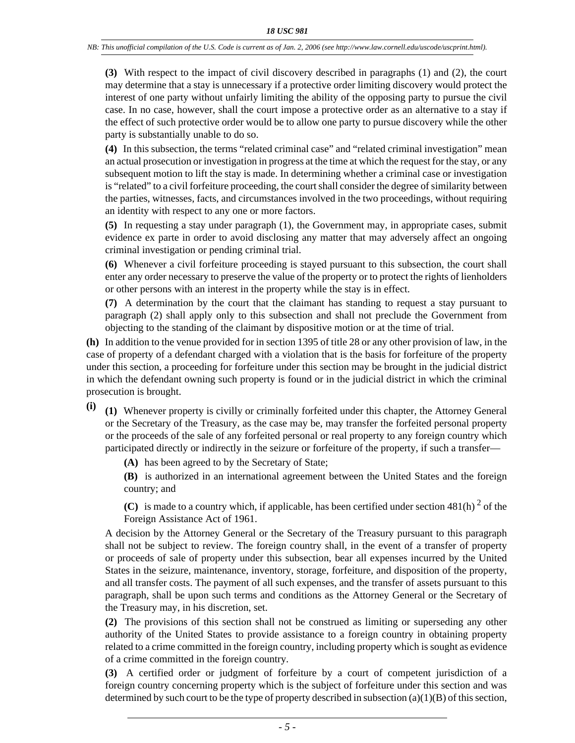**(3)** With respect to the impact of civil discovery described in paragraphs (1) and (2), the court may determine that a stay is unnecessary if a protective order limiting discovery would protect the interest of one party without unfairly limiting the ability of the opposing party to pursue the civil case. In no case, however, shall the court impose a protective order as an alternative to a stay if the effect of such protective order would be to allow one party to pursue discovery while the other party is substantially unable to do so.

**(4)** In this subsection, the terms "related criminal case" and "related criminal investigation" mean an actual prosecution or investigation in progress at the time at which the request for the stay, or any subsequent motion to lift the stay is made. In determining whether a criminal case or investigation is "related" to a civil forfeiture proceeding, the court shall consider the degree of similarity between the parties, witnesses, facts, and circumstances involved in the two proceedings, without requiring an identity with respect to any one or more factors.

**(5)** In requesting a stay under paragraph (1), the Government may, in appropriate cases, submit evidence ex parte in order to avoid disclosing any matter that may adversely affect an ongoing criminal investigation or pending criminal trial.

**(6)** Whenever a civil forfeiture proceeding is stayed pursuant to this subsection, the court shall enter any order necessary to preserve the value of the property or to protect the rights of lienholders or other persons with an interest in the property while the stay is in effect.

**(7)** A determination by the court that the claimant has standing to request a stay pursuant to paragraph (2) shall apply only to this subsection and shall not preclude the Government from objecting to the standing of the claimant by dispositive motion or at the time of trial.

**(h)** In addition to the venue provided for in section 1395 of title 28 or any other provision of law, in the case of property of a defendant charged with a violation that is the basis for forfeiture of the property under this section, a proceeding for forfeiture under this section may be brought in the judicial district in which the defendant owning such property is found or in the judicial district in which the criminal prosecution is brought.

**(i)** **(1)** Whenever property is civilly or criminally forfeited under this chapter, the Attorney General or the Secretary of the Treasury, as the case may be, may transfer the forfeited personal property or the proceeds of the sale of any forfeited personal or real property to any foreign country which participated directly or indirectly in the seizure or forfeiture of the property, if such a transfer—

**(A)** has been agreed to by the Secretary of State;

**(B)** is authorized in an international agreement between the United States and the foreign country; and

**(C)** is made to a country which, if applicable, has been certified under section 481(h) [2] of the Foreign Assistance Act of 1961.

A decision by the Attorney General or the Secretary of the Treasury pursuant to this paragraph shall not be subject to review. The foreign country shall, in the event of a transfer of property or proceeds of sale of property under this subsection, bear all expenses incurred by the United States in the seizure, maintenance, inventory, storage, forfeiture, and disposition of the property, and all transfer costs. The payment of all such expenses, and the transfer of assets pursuant to this paragraph, shall be upon such terms and conditions as the Attorney General or the Secretary of the Treasury may, in his discretion, set.

**(2)** The provisions of this section shall not be construed as limiting or superseding any other authority of the United States to provide assistance to a foreign country in obtaining property related to a crime committed in the foreign country, including property which is sought as evidence of a crime committed in the foreign country.

**(3)** A certified order or judgment of forfeiture by a court of competent jurisdiction of a foreign country concerning property which is the subject of forfeiture under this section and was determined by such court to be the type of property described in subsection (a)(1)(B) of this section,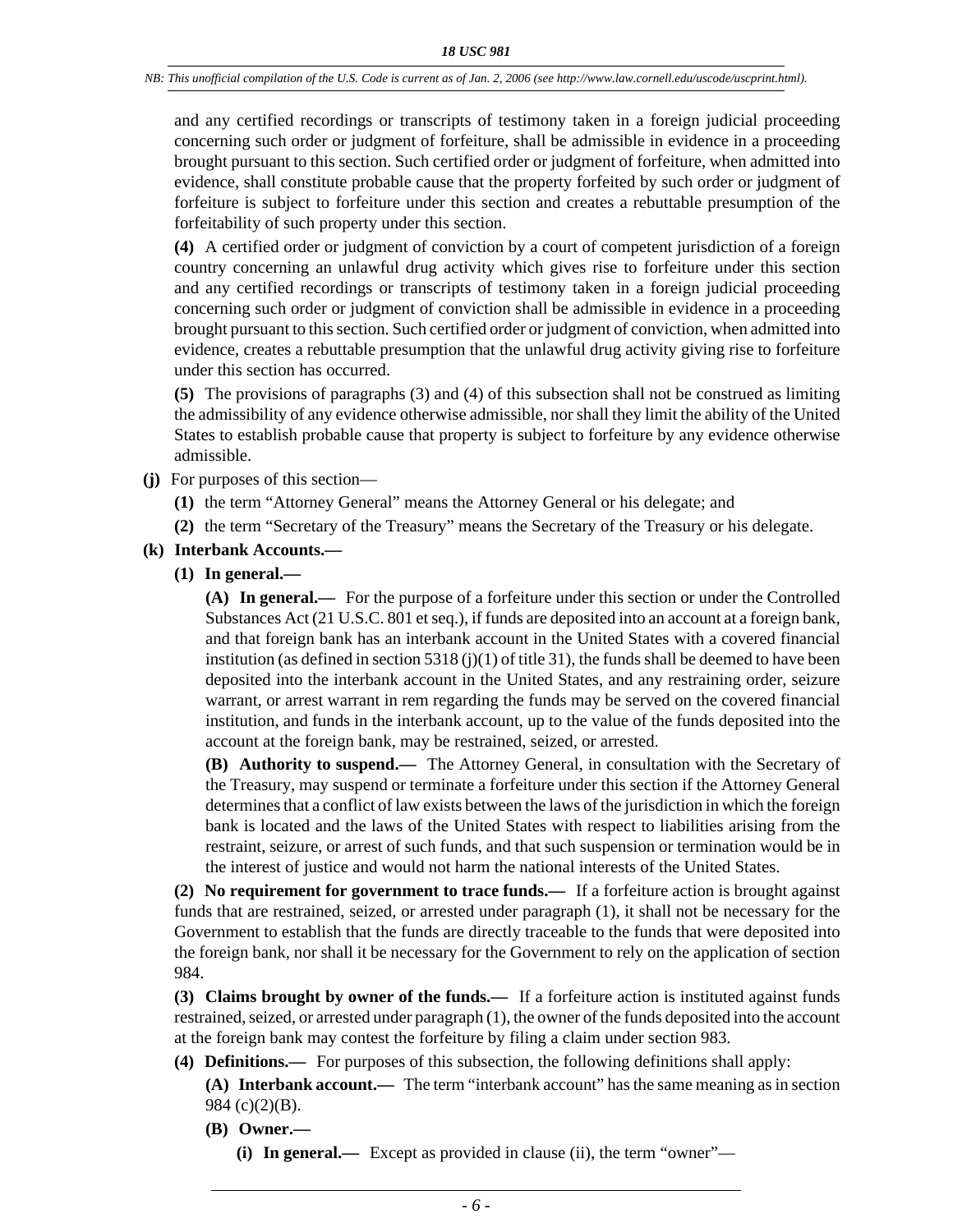and any certified recordings or transcripts of testimony taken in a foreign judicial proceeding concerning such order or judgment of forfeiture, shall be admissible in evidence in a proceeding brought pursuant to this section. Such certified order or judgment of forfeiture, when admitted into evidence, shall constitute probable cause that the property forfeited by such order or judgment of forfeiture is subject to forfeiture under this section and creates a rebuttable presumption of the forfeitability of such property under this section.

**(4)** A certified order or judgment of conviction by a court of competent jurisdiction of a foreign country concerning an unlawful drug activity which gives rise to forfeiture under this section and any certified recordings or transcripts of testimony taken in a foreign judicial proceeding concerning such order or judgment of conviction shall be admissible in evidence in a proceeding brought pursuant to this section. Such certified order or judgment of conviction, when admitted into evidence, creates a rebuttable presumption that the unlawful drug activity giving rise to forfeiture under this section has occurred.

**(5)** The provisions of paragraphs (3) and (4) of this subsection shall not be construed as limiting the admissibility of any evidence otherwise admissible, nor shall they limit the ability of the United States to establish probable cause that property is subject to forfeiture by any evidence otherwise admissible.

**(j)** For purposes of this section—

**(1)** the term "Attorney General" means the Attorney General or his delegate; and

**(2)** the term "Secretary of the Treasury" means the Secretary of the Treasury or his delegate.

**(k) Interbank Accounts.—**

**(1) In general.—**

**(A) In general.—** For the purpose of a forfeiture under this section or under the Controlled Substances Act (21 U.S.C. 801 et seq.), if funds are deposited into an account at a foreign bank, and that foreign bank has an interbank account in the United States with a covered financial institution (as defined in section 5318 (j)(1) of title 31), the funds shall be deemed to have been deposited into the interbank account in the United States, and any restraining order, seizure warrant, or arrest warrant in rem regarding the funds may be served on the covered financial institution, and funds in the interbank account, up to the value of the funds deposited into the account at the foreign bank, may be restrained, seized, or arrested.

**(B) Authority to suspend.—** The Attorney General, in consultation with the Secretary of the Treasury, may suspend or terminate a forfeiture under this section if the Attorney General determines that a conflict of law exists between the laws of the jurisdiction in which the foreign bank is located and the laws of the United States with respect to liabilities arising from the restraint, seizure, or arrest of such funds, and that such suspension or termination would be in the interest of justice and would not harm the national interests of the United States.

**(2) No requirement for government to trace funds.—** If a forfeiture action is brought against funds that are restrained, seized, or arrested under paragraph (1), it shall not be necessary for the Government to establish that the funds are directly traceable to the funds that were deposited into the foreign bank, nor shall it be necessary for the Government to rely on the application of section 984.

**(3) Claims brought by owner of the funds.—** If a forfeiture action is instituted against funds restrained, seized, or arrested under paragraph (1), the owner of the funds deposited into the account at the foreign bank may contest the forfeiture by filing a claim under section 983.

**(4) Definitions.—** For purposes of this subsection, the following definitions shall apply:

**(A) Interbank account.—** The term "interbank account" has the same meaning as in section 984 (c)(2)(B).

**(B) Owner.—**

**(i) In general.—** Except as provided in clause (ii), the term "owner"—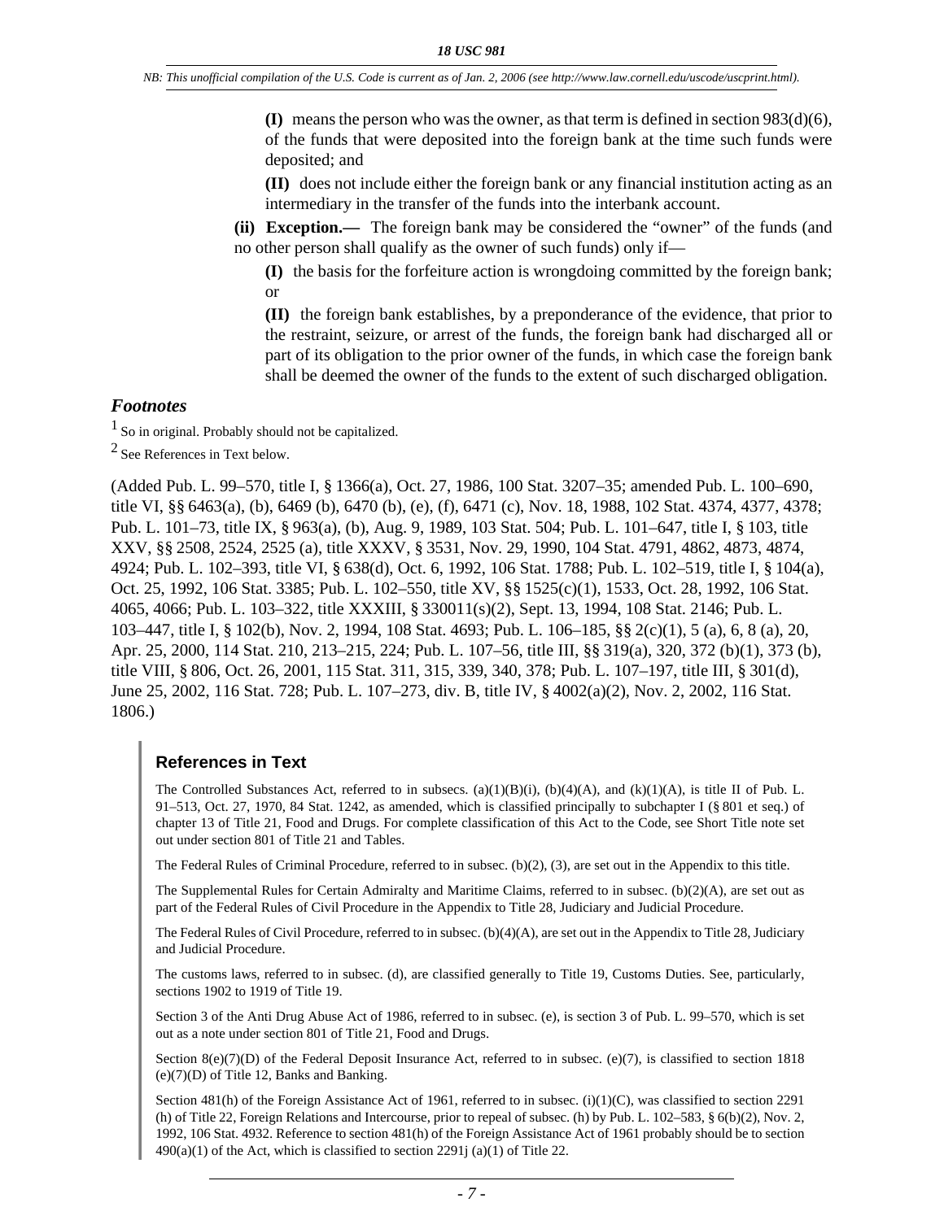**(I)** means the person who was the owner, as that term is defined in section 983(d)(6), of the funds that were deposited into the foreign bank at the time such funds were deposited; and

**(II)** does not include either the foreign bank or any financial institution acting as an intermediary in the transfer of the funds into the interbank account.

**(ii) Exception.—** The foreign bank may be considered the "owner" of the funds (and no other person shall qualify as the owner of such funds) only if—

**(I)** the basis for the forfeiture action is wrongdoing committed by the foreign bank; or

**(II)** the foreign bank establishes, by a preponderance of the evidence, that prior to the restraint, seizure, or arrest of the funds, the foreign bank had discharged all or part of its obligation to the prior owner of the funds, in which case the foreign bank shall be deemed the owner of the funds to the extent of such discharged obligation.

### *Footnotes*

[1] So in original. Probably should not be capitalized.

[2] See References in Text below.

(Added Pub. L. 99–570, title I, § 1366(a), Oct. 27, 1986, 100 Stat. 3207–35; amended Pub. L. 100–690, title VI, §§ 6463(a), (b), 6469 (b), 6470 (b), (e), (f), 6471 (c), Nov. 18, 1988, 102 Stat. 4374, 4377, 4378; Pub. L. 101–73, title IX, § 963(a), (b), Aug. 9, 1989, 103 Stat. 504; Pub. L. 101–647, title I, § 103, title XXV, §§ 2508, 2524, 2525 (a), title XXXV, § 3531, Nov. 29, 1990, 104 Stat. 4791, 4862, 4873, 4874, 4924; Pub. L. 102–393, title VI, § 638(d), Oct. 6, 1992, 106 Stat. 1788; Pub. L. 102–519, title I, § 104(a), Oct. 25, 1992, 106 Stat. 3385; Pub. L. 102–550, title XV, §§ 1525(c)(1), 1533, Oct. 28, 1992, 106 Stat. 4065, 4066; Pub. L. 103–322, title XXXIII, § 330011(s)(2), Sept. 13, 1994, 108 Stat. 2146; Pub. L. 103–447, title I, § 102(b), Nov. 2, 1994, 108 Stat. 4693; Pub. L. 106–185, §§ 2(c)(1), 5 (a), 6, 8 (a), 20, Apr. 25, 2000, 114 Stat. 210, 213–215, 224; Pub. L. 107–56, title III, §§ 319(a), 320, 372 (b)(1), 373 (b), title VIII, § 806, Oct. 26, 2001, 115 Stat. 311, 315, 339, 340, 378; Pub. L. 107–197, title III, § 301(d), June 25, 2002, 116 Stat. 728; Pub. L. 107–273, div. B, title IV, § 4002(a)(2), Nov. 2, 2002, 116 Stat. 1806.)

### References in Text

The Controlled Substances Act, referred to in subsecs. (a)(1)(B)(i), (b)(4)(A), and (k)(1)(A), is title II of Pub. L. 91–513, Oct. 27, 1970, 84 Stat. 1242, as amended, which is classified principally to subchapter I (§ 801 et seq.) of chapter 13 of Title 21, Food and Drugs. For complete classification of this Act to the Code, see Short Title note set out under section 801 of Title 21 and Tables.

The Federal Rules of Criminal Procedure, referred to in subsec. (b)(2), (3), are set out in the Appendix to this title.

The Supplemental Rules for Certain Admiralty and Maritime Claims, referred to in subsec. (b)(2)(A), are set out as part of the Federal Rules of Civil Procedure in the Appendix to Title 28, Judiciary and Judicial Procedure.

The Federal Rules of Civil Procedure, referred to in subsec. (b)(4)(A), are set out in the Appendix to Title 28, Judiciary and Judicial Procedure.

The customs laws, referred to in subsec. (d), are classified generally to Title 19, Customs Duties. See, particularly, sections 1902 to 1919 of Title 19.

Section 3 of the Anti Drug Abuse Act of 1986, referred to in subsec. (e), is section 3 of Pub. L. 99–570, which is set out as a note under section 801 of Title 21, Food and Drugs.

Section 8(e)(7)(D) of the Federal Deposit Insurance Act, referred to in subsec. (e)(7), is classified to section 1818 (e)(7)(D) of Title 12, Banks and Banking.

Section 481(h) of the Foreign Assistance Act of 1961, referred to in subsec. (i)(1)(C), was classified to section 2291 (h) of Title 22, Foreign Relations and Intercourse, prior to repeal of subsec. (h) by Pub. L. 102–583, § 6(b)(2), Nov. 2, 1992, 106 Stat. 4932. Reference to section 481(h) of the Foreign Assistance Act of 1961 probably should be to section 490(a)(1) of the Act, which is classified to section 2291j (a)(1) of Title 22.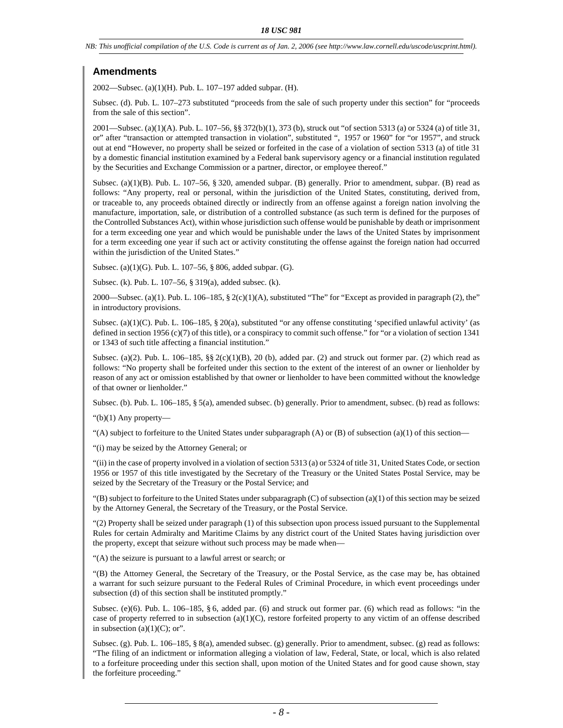## Amendments

2002—Subsec. (a)(1)(H). Pub. L. 107–197 added subpar. (H).

Subsec. (d). Pub. L. 107–273 substituted "proceeds from the sale of such property under this section" for "proceeds from the sale of this section".

2001—Subsec. (a)(1)(A). Pub. L. 107–56, §§ 372(b)(1), 373 (b), struck out "of section 5313 (a) or 5324 (a) of title 31, or" after "transaction or attempted transaction in violation", substituted ", 1957 or 1960" for "or 1957", and struck out at end "However, no property shall be seized or forfeited in the case of a violation of section 5313 (a) of title 31 by a domestic financial institution examined by a Federal bank supervisory agency or a financial institution regulated by the Securities and Exchange Commission or a partner, director, or employee thereof."

Subsec. (a)(1)(B). Pub. L. 107–56, § 320, amended subpar. (B) generally. Prior to amendment, subpar. (B) read as follows: "Any property, real or personal, within the jurisdiction of the United States, constituting, derived from, or traceable to, any proceeds obtained directly or indirectly from an offense against a foreign nation involving the manufacture, importation, sale, or distribution of a controlled substance (as such term is defined for the purposes of the Controlled Substances Act), within whose jurisdiction such offense would be punishable by death or imprisonment for a term exceeding one year and which would be punishable under the laws of the United States by imprisonment for a term exceeding one year if such act or activity constituting the offense against the foreign nation had occurred within the jurisdiction of the United States."

Subsec. (a)(1)(G). Pub. L. 107–56, § 806, added subpar. (G).

Subsec. (k). Pub. L. 107–56, § 319(a), added subsec. (k).

2000—Subsec. (a)(1). Pub. L. 106–185, § 2(c)(1)(A), substituted "The" for "Except as provided in paragraph (2), the" in introductory provisions.

Subsec. (a)(1)(C). Pub. L. 106–185, § 20(a), substituted "or any offense constituting 'specified unlawful activity' (as defined in section 1956 (c)(7) of this title), or a conspiracy to commit such offense." for "or a violation of section 1341 or 1343 of such title affecting a financial institution."

Subsec. (a)(2). Pub. L. 106–185, §§ 2(c)(1)(B), 20 (b), added par. (2) and struck out former par. (2) which read as follows: "No property shall be forfeited under this section to the extent of the interest of an owner or lienholder by reason of any act or omission established by that owner or lienholder to have been committed without the knowledge of that owner or lienholder."

Subsec. (b). Pub. L. 106–185, § 5(a), amended subsec. (b) generally. Prior to amendment, subsec. (b) read as follows:

"(b)(1) Any property—

"(A) subject to forfeiture to the United States under subparagraph (A) or (B) of subsection (a)(1) of this section—

"(i) may be seized by the Attorney General; or

"(ii) in the case of property involved in a violation of section 5313 (a) or 5324 of title 31, United States Code, or section 1956 or 1957 of this title investigated by the Secretary of the Treasury or the United States Postal Service, may be seized by the Secretary of the Treasury or the Postal Service; and

"(B) subject to forfeiture to the United States under subparagraph (C) of subsection (a)(1) of this section may be seized by the Attorney General, the Secretary of the Treasury, or the Postal Service.

"(2) Property shall be seized under paragraph (1) of this subsection upon process issued pursuant to the Supplemental Rules for certain Admiralty and Maritime Claims by any district court of the United States having jurisdiction over the property, except that seizure without such process may be made when—

"(A) the seizure is pursuant to a lawful arrest or search; or

"(B) the Attorney General, the Secretary of the Treasury, or the Postal Service, as the case may be, has obtained a warrant for such seizure pursuant to the Federal Rules of Criminal Procedure, in which event proceedings under subsection (d) of this section shall be instituted promptly."

Subsec. (e)(6). Pub. L. 106–185, § 6, added par. (6) and struck out former par. (6) which read as follows: "in the case of property referred to in subsection (a)(1)(C), restore forfeited property to any victim of an offense described in subsection (a)(1)(C); or".

Subsec. (g). Pub. L. 106–185, § 8(a), amended subsec. (g) generally. Prior to amendment, subsec. (g) read as follows: "The filing of an indictment or information alleging a violation of law, Federal, State, or local, which is also related to a forfeiture proceeding under this section shall, upon motion of the United States and for good cause shown, stay the forfeiture proceeding."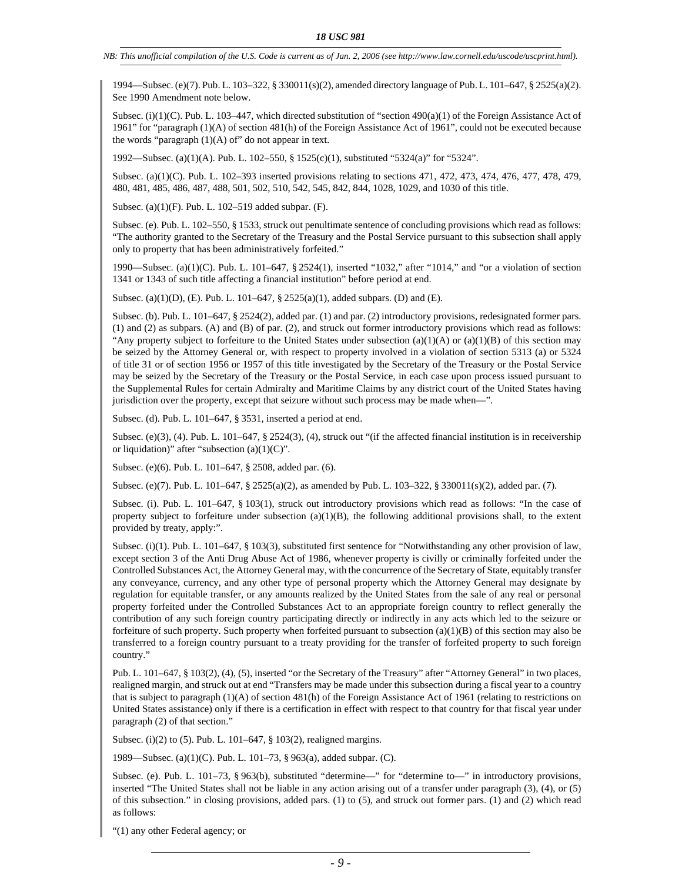1994—Subsec. (e)(7). Pub. L. 103–322, § 330011(s)(2), amended directory language of Pub. L. 101–647, § 2525(a)(2). See 1990 Amendment note below.

Subsec. (i)(1)(C). Pub. L. 103–447, which directed substitution of "section 490(a)(1) of the Foreign Assistance Act of 1961" for "paragraph (1)(A) of section 481(h) of the Foreign Assistance Act of 1961", could not be executed because the words "paragraph (1)(A) of" do not appear in text.

1992—Subsec. (a)(1)(A). Pub. L. 102–550, § 1525(c)(1), substituted "5324(a)" for "5324".

Subsec. (a)(1)(C). Pub. L. 102–393 inserted provisions relating to sections 471, 472, 473, 474, 476, 477, 478, 479, 480, 481, 485, 486, 487, 488, 501, 502, 510, 542, 545, 842, 844, 1028, 1029, and 1030 of this title.

Subsec. (a)(1)(F). Pub. L. 102–519 added subpar. (F).

Subsec. (e). Pub. L. 102–550, § 1533, struck out penultimate sentence of concluding provisions which read as follows: "The authority granted to the Secretary of the Treasury and the Postal Service pursuant to this subsection shall apply only to property that has been administratively forfeited."

1990—Subsec. (a)(1)(C). Pub. L. 101–647, § 2524(1), inserted "1032," after "1014," and "or a violation of section 1341 or 1343 of such title affecting a financial institution" before period at end.

Subsec. (a)(1)(D), (E). Pub. L. 101–647, § 2525(a)(1), added subpars. (D) and (E).

Subsec. (b). Pub. L. 101–647, § 2524(2), added par. (1) and par. (2) introductory provisions, redesignated former pars. (1) and (2) as subpars. (A) and (B) of par. (2), and struck out former introductory provisions which read as follows: "Any property subject to forfeiture to the United States under subsection (a)(1)(A) or (a)(1)(B) of this section may be seized by the Attorney General or, with respect to property involved in a violation of section 5313 (a) or 5324 of title 31 or of section 1956 or 1957 of this title investigated by the Secretary of the Treasury or the Postal Service may be seized by the Secretary of the Treasury or the Postal Service, in each case upon process issued pursuant to the Supplemental Rules for certain Admiralty and Maritime Claims by any district court of the United States having jurisdiction over the property, except that seizure without such process may be made when—".

Subsec. (d). Pub. L. 101–647, § 3531, inserted a period at end.

Subsec. (e)(3), (4). Pub. L. 101–647, § 2524(3), (4), struck out "(if the affected financial institution is in receivership or liquidation)" after "subsection (a)(1)(C)".

Subsec. (e)(6). Pub. L. 101–647, § 2508, added par. (6).

Subsec. (e)(7). Pub. L. 101–647, § 2525(a)(2), as amended by Pub. L. 103–322, § 330011(s)(2), added par. (7).

Subsec. (i). Pub. L. 101–647, § 103(1), struck out introductory provisions which read as follows: "In the case of property subject to forfeiture under subsection (a)(1)(B), the following additional provisions shall, to the extent provided by treaty, apply:".

Subsec. (i)(1). Pub. L. 101–647, § 103(3), substituted first sentence for "Notwithstanding any other provision of law, except section 3 of the Anti Drug Abuse Act of 1986, whenever property is civilly or criminally forfeited under the Controlled Substances Act, the Attorney General may, with the concurrence of the Secretary of State, equitably transfer any conveyance, currency, and any other type of personal property which the Attorney General may designate by regulation for equitable transfer, or any amounts realized by the United States from the sale of any real or personal property forfeited under the Controlled Substances Act to an appropriate foreign country to reflect generally the contribution of any such foreign country participating directly or indirectly in any acts which led to the seizure or forfeiture of such property. Such property when forfeited pursuant to subsection (a)(1)(B) of this section may also be transferred to a foreign country pursuant to a treaty providing for the transfer of forfeited property to such foreign country."

Pub. L. 101–647, § 103(2), (4), (5), inserted "or the Secretary of the Treasury" after "Attorney General" in two places, realigned margin, and struck out at end "Transfers may be made under this subsection during a fiscal year to a country that is subject to paragraph (1)(A) of section 481(h) of the Foreign Assistance Act of 1961 (relating to restrictions on United States assistance) only if there is a certification in effect with respect to that country for that fiscal year under paragraph (2) of that section."

Subsec. (i)(2) to (5). Pub. L. 101–647, § 103(2), realigned margins.

1989—Subsec. (a)(1)(C). Pub. L. 101–73, § 963(a), added subpar. (C).

Subsec. (e). Pub. L. 101–73, § 963(b), substituted "determine—" for "determine to—" in introductory provisions, inserted "The United States shall not be liable in any action arising out of a transfer under paragraph (3), (4), or (5) of this subsection." in closing provisions, added pars. (1) to (5), and struck out former pars. (1) and (2) which read as follows:

"(1) any other Federal agency; or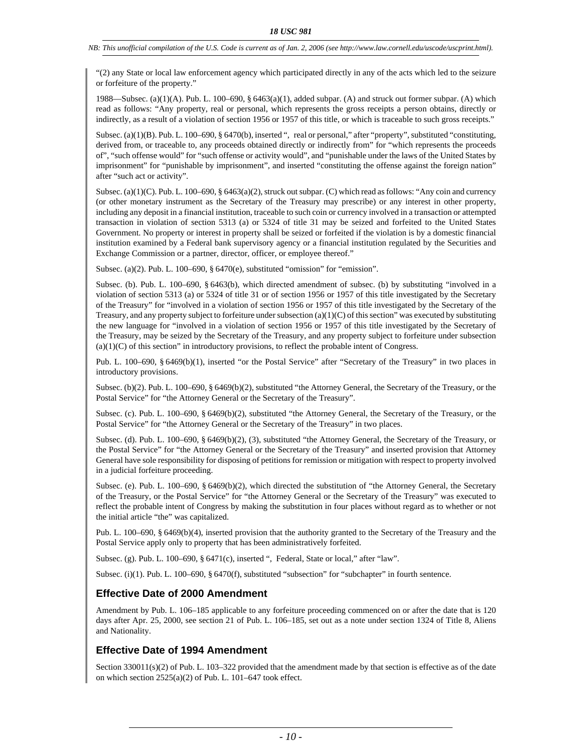"(2) any State or local law enforcement agency which participated directly in any of the acts which led to the seizure or forfeiture of the property."

1988—Subsec. (a)(1)(A). Pub. L. 100–690, § 6463(a)(1), added subpar. (A) and struck out former subpar. (A) which read as follows: "Any property, real or personal, which represents the gross receipts a person obtains, directly or indirectly, as a result of a violation of section 1956 or 1957 of this title, or which is traceable to such gross receipts."

Subsec. (a)(1)(B). Pub. L. 100–690, § 6470(b), inserted ", real or personal," after "property", substituted "constituting, derived from, or traceable to, any proceeds obtained directly or indirectly from" for "which represents the proceeds of", "such offense would" for "such offense or activity would", and "punishable under the laws of the United States by imprisonment" for "punishable by imprisonment", and inserted "constituting the offense against the foreign nation" after "such act or activity".

Subsec. (a)(1)(C). Pub. L. 100–690, § 6463(a)(2), struck out subpar. (C) which read as follows: "Any coin and currency (or other monetary instrument as the Secretary of the Treasury may prescribe) or any interest in other property, including any deposit in a financial institution, traceable to such coin or currency involved in a transaction or attempted transaction in violation of section 5313 (a) or 5324 of title 31 may be seized and forfeited to the United States Government. No property or interest in property shall be seized or forfeited if the violation is by a domestic financial institution examined by a Federal bank supervisory agency or a financial institution regulated by the Securities and Exchange Commission or a partner, director, officer, or employee thereof."

Subsec. (a)(2). Pub. L. 100–690, § 6470(e), substituted "omission" for "emission".

Subsec. (b). Pub. L. 100–690, § 6463(b), which directed amendment of subsec. (b) by substituting "involved in a violation of section 5313 (a) or 5324 of title 31 or of section 1956 or 1957 of this title investigated by the Secretary of the Treasury" for "involved in a violation of section 1956 or 1957 of this title investigated by the Secretary of the Treasury, and any property subject to forfeiture under subsection (a)(1)(C) of this section" was executed by substituting the new language for "involved in a violation of section 1956 or 1957 of this title investigated by the Secretary of the Treasury, may be seized by the Secretary of the Treasury, and any property subject to forfeiture under subsection (a)(1)(C) of this section" in introductory provisions, to reflect the probable intent of Congress.

Pub. L. 100–690, § 6469(b)(1), inserted "or the Postal Service" after "Secretary of the Treasury" in two places in introductory provisions.

Subsec. (b)(2). Pub. L. 100–690, § 6469(b)(2), substituted "the Attorney General, the Secretary of the Treasury, or the Postal Service" for "the Attorney General or the Secretary of the Treasury".

Subsec. (c). Pub. L. 100–690, § 6469(b)(2), substituted "the Attorney General, the Secretary of the Treasury, or the Postal Service" for "the Attorney General or the Secretary of the Treasury" in two places.

Subsec. (d). Pub. L. 100–690, § 6469(b)(2), (3), substituted "the Attorney General, the Secretary of the Treasury, or the Postal Service" for "the Attorney General or the Secretary of the Treasury" and inserted provision that Attorney General have sole responsibility for disposing of petitions for remission or mitigation with respect to property involved in a judicial forfeiture proceeding.

Subsec. (e). Pub. L. 100–690, § 6469(b)(2), which directed the substitution of "the Attorney General, the Secretary of the Treasury, or the Postal Service" for "the Attorney General or the Secretary of the Treasury" was executed to reflect the probable intent of Congress by making the substitution in four places without regard as to whether or not the initial article "the" was capitalized.

Pub. L. 100–690, § 6469(b)(4), inserted provision that the authority granted to the Secretary of the Treasury and the Postal Service apply only to property that has been administratively forfeited.

Subsec. (g). Pub. L. 100–690, § 6471(c), inserted ", Federal, State or local," after "law".

Subsec. (i)(1). Pub. L. 100–690, § 6470(f), substituted "subsection" for "subchapter" in fourth sentence.

## Effective Date of 2000 Amendment

Amendment by Pub. L. 106–185 applicable to any forfeiture proceeding commenced on or after the date that is 120 days after Apr. 25, 2000, see section 21 of Pub. L. 106–185, set out as a note under section 1324 of Title 8, Aliens and Nationality.

## Effective Date of 1994 Amendment

Section 330011(s)(2) of Pub. L. 103–322 provided that the amendment made by that section is effective as of the date on which section 2525(a)(2) of Pub. L. 101–647 took effect.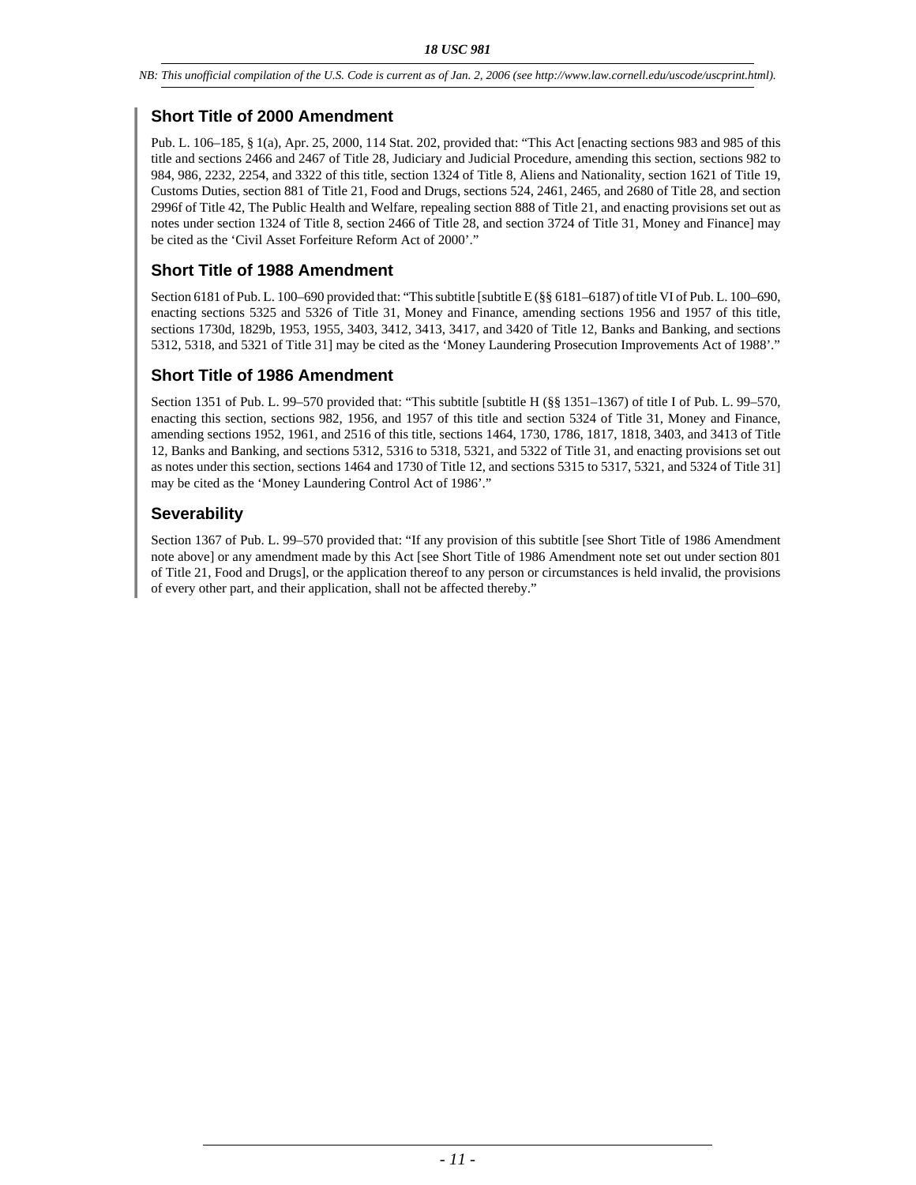## Short Title of 2000 Amendment

Pub. L. 106–185, § 1(a), Apr. 25, 2000, 114 Stat. 202, provided that: "This Act [enacting sections 983 and 985 of this title and sections 2466 and 2467 of Title 28, Judiciary and Judicial Procedure, amending this section, sections 982 to 984, 986, 2232, 2254, and 3322 of this title, section 1324 of Title 8, Aliens and Nationality, section 1621 of Title 19, Customs Duties, section 881 of Title 21, Food and Drugs, sections 524, 2461, 2465, and 2680 of Title 28, and section 2996f of Title 42, The Public Health and Welfare, repealing section 888 of Title 21, and enacting provisions set out as notes under section 1324 of Title 8, section 2466 of Title 28, and section 3724 of Title 31, Money and Finance] may be cited as the 'Civil Asset Forfeiture Reform Act of 2000'."

## Short Title of 1988 Amendment

Section 6181 of Pub. L. 100–690 provided that: "This subtitle [subtitle E (§§ 6181–6187) of title VI of Pub. L. 100–690, enacting sections 5325 and 5326 of Title 31, Money and Finance, amending sections 1956 and 1957 of this title, sections 1730d, 1829b, 1953, 1955, 3403, 3412, 3413, 3417, and 3420 of Title 12, Banks and Banking, and sections 5312, 5318, and 5321 of Title 31] may be cited as the 'Money Laundering Prosecution Improvements Act of 1988'."

## Short Title of 1986 Amendment

Section 1351 of Pub. L. 99–570 provided that: "This subtitle [subtitle H (§§ 1351–1367) of title I of Pub. L. 99–570, enacting this section, sections 982, 1956, and 1957 of this title and section 5324 of Title 31, Money and Finance, amending sections 1952, 1961, and 2516 of this title, sections 1464, 1730, 1786, 1817, 1818, 3403, and 3413 of Title 12, Banks and Banking, and sections 5312, 5316 to 5318, 5321, and 5322 of Title 31, and enacting provisions set out as notes under this section, sections 1464 and 1730 of Title 12, and sections 5315 to 5317, 5321, and 5324 of Title 31] may be cited as the 'Money Laundering Control Act of 1986'."

## Severability

Section 1367 of Pub. L. 99–570 provided that: "If any provision of this subtitle [see Short Title of 1986 Amendment note above] or any amendment made by this Act [see Short Title of 1986 Amendment note set out under section 801 of Title 21, Food and Drugs], or the application thereof to any person or circumstances is held invalid, the provisions of every other part, and their application, shall not be affected thereby."